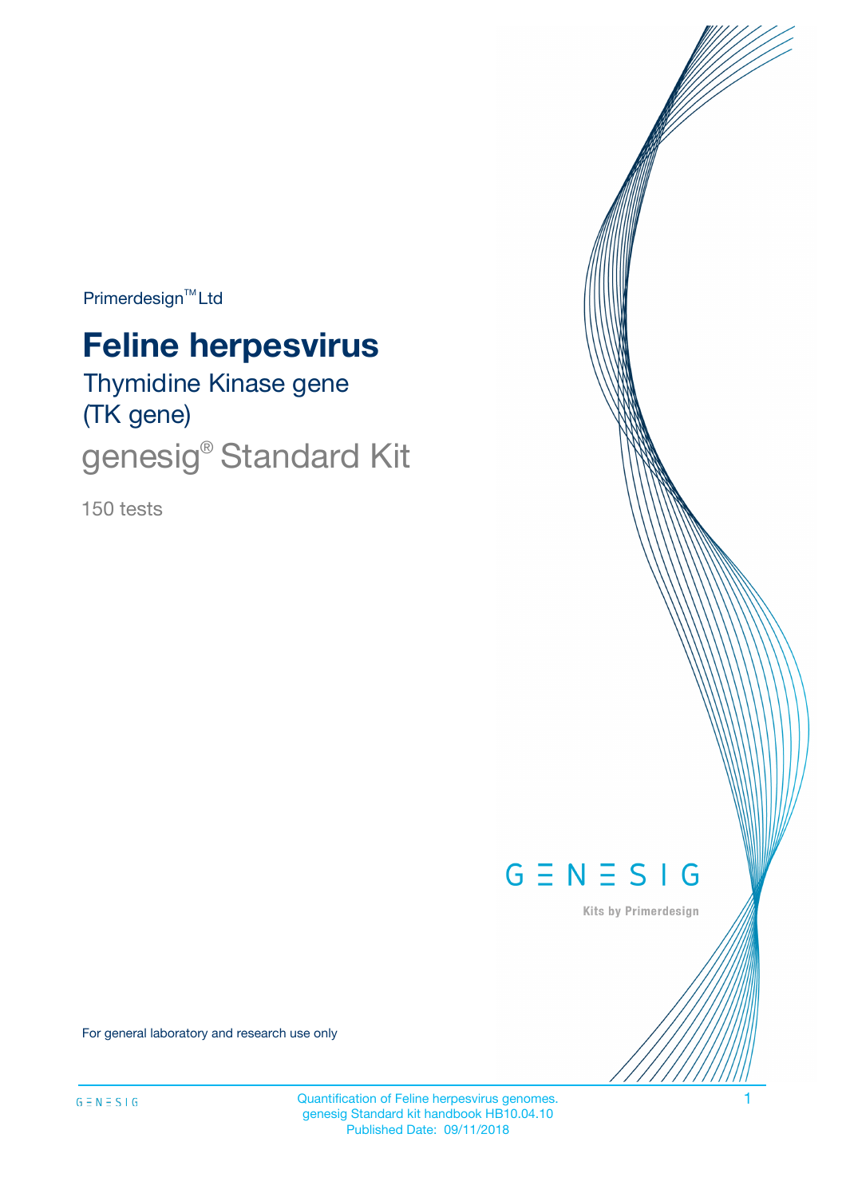Primerdesign™ Ltd

# Feline herpesvirus

Thymidine Kinase gene
(TK gene)

genesig® Standard Kit

150 tests

GENESIG

Kits by Primerdesign

For general laboratory and research use only

Quantification of Feline herpesvirus genomes.
genesig Standard kit handbook HB10.04.10
Published Date: 09/11/2018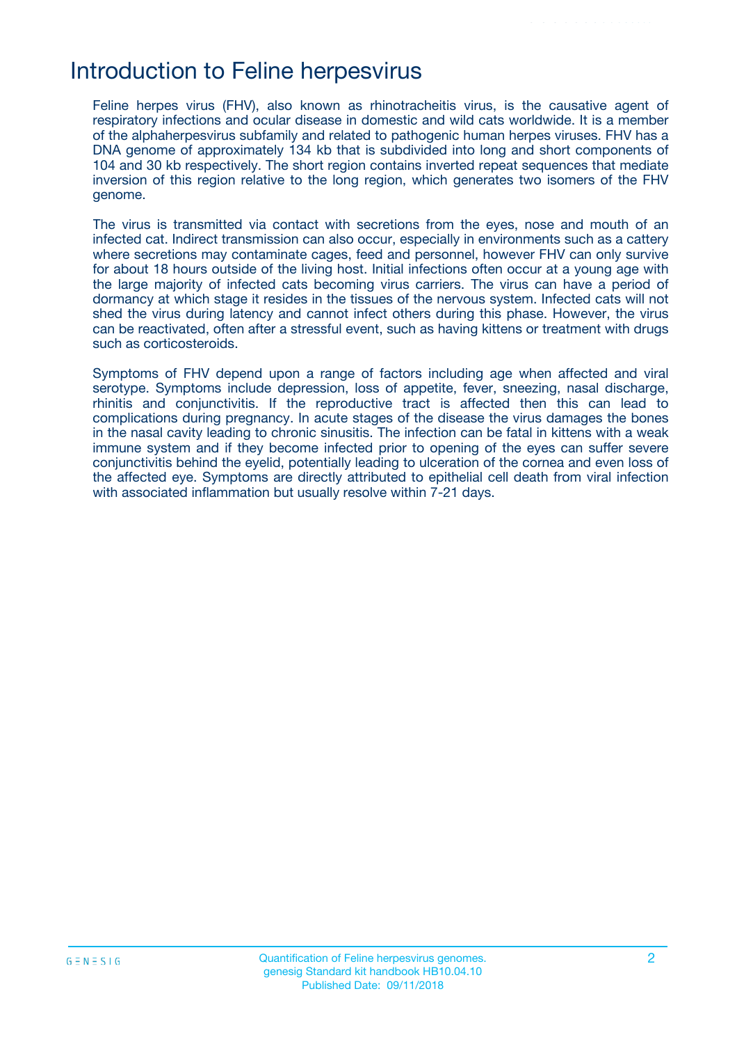# Introduction to Feline herpesvirus

Feline herpes virus (FHV), also known as rhinotracheitis virus, is the causative agent of respiratory infections and ocular disease in domestic and wild cats worldwide. It is a member of the alphaherpesvirus subfamily and related to pathogenic human herpes viruses. FHV has a DNA genome of approximately 134 kb that is subdivided into long and short components of 104 and 30 kb respectively. The short region contains inverted repeat sequences that mediate inversion of this region relative to the long region, which generates two isomers of the FHV genome.

The virus is transmitted via contact with secretions from the eyes, nose and mouth of an infected cat. Indirect transmission can also occur, especially in environments such as a cattery where secretions may contaminate cages, feed and personnel, however FHV can only survive for about 18 hours outside of the living host. Initial infections often occur at a young age with the large majority of infected cats becoming virus carriers. The virus can have a period of dormancy at which stage it resides in the tissues of the nervous system. Infected cats will not shed the virus during latency and cannot infect others during this phase. However, the virus can be reactivated, often after a stressful event, such as having kittens or treatment with drugs such as corticosteroids.

Symptoms of FHV depend upon a range of factors including age when affected and viral serotype. Symptoms include depression, loss of appetite, fever, sneezing, nasal discharge, rhinitis and conjunctivitis. If the reproductive tract is affected then this can lead to complications during pregnancy. In acute stages of the disease the virus damages the bones in the nasal cavity leading to chronic sinusitis. The infection can be fatal in kittens with a weak immune system and if they become infected prior to opening of the eyes can suffer severe conjunctivitis behind the eyelid, potentially leading to ulceration of the cornea and even loss of the affected eye. Symptoms are directly attributed to epithelial cell death from viral infection with associated inflammation but usually resolve within 7-21 days.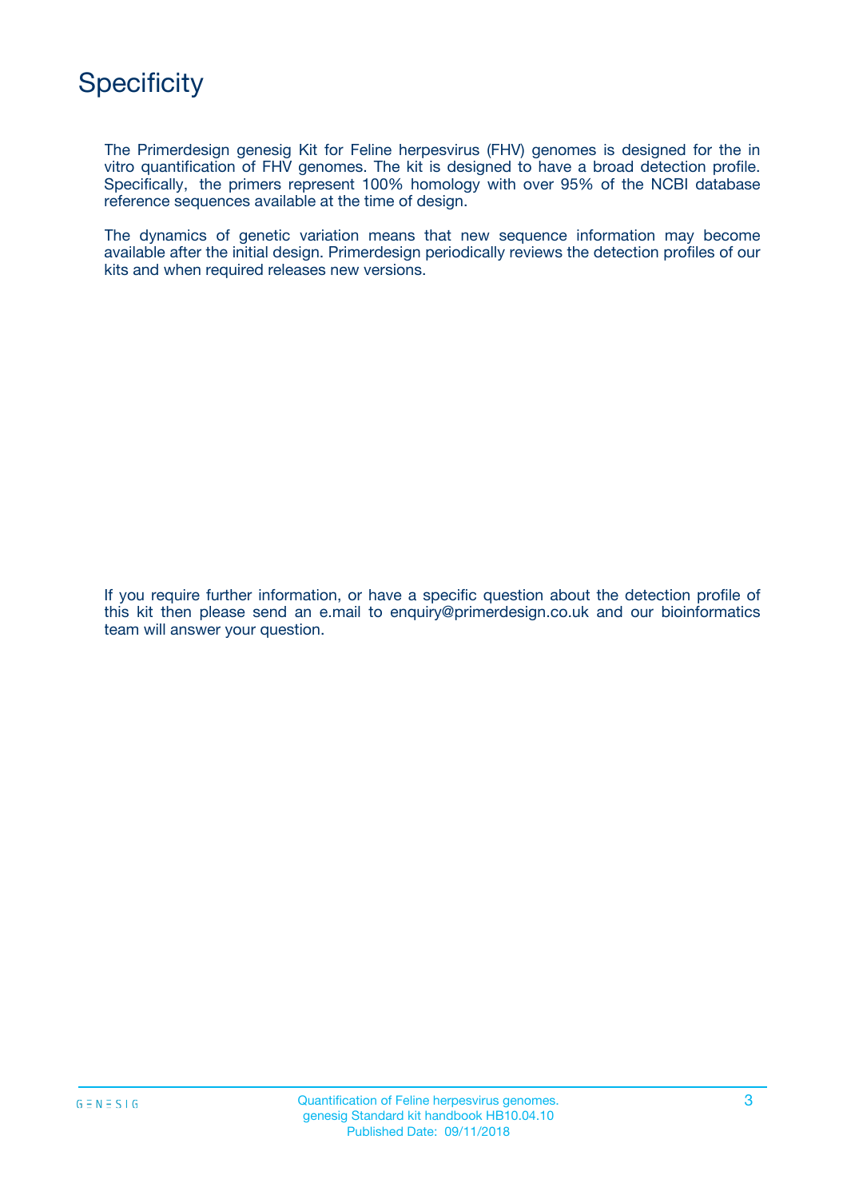# Specificity

The Primerdesign genesig Kit for Feline herpesvirus (FHV) genomes is designed for the in vitro quantification of FHV genomes. The kit is designed to have a broad detection profile. Specifically, the primers represent 100% homology with over 95% of the NCBI database reference sequences available at the time of design.

The dynamics of genetic variation means that new sequence information may become available after the initial design. Primerdesign periodically reviews the detection profiles of our kits and when required releases new versions.

If you require further information, or have a specific question about the detection profile of this kit then please send an e.mail to enquiry@primerdesign.co.uk and our bioinformatics team will answer your question.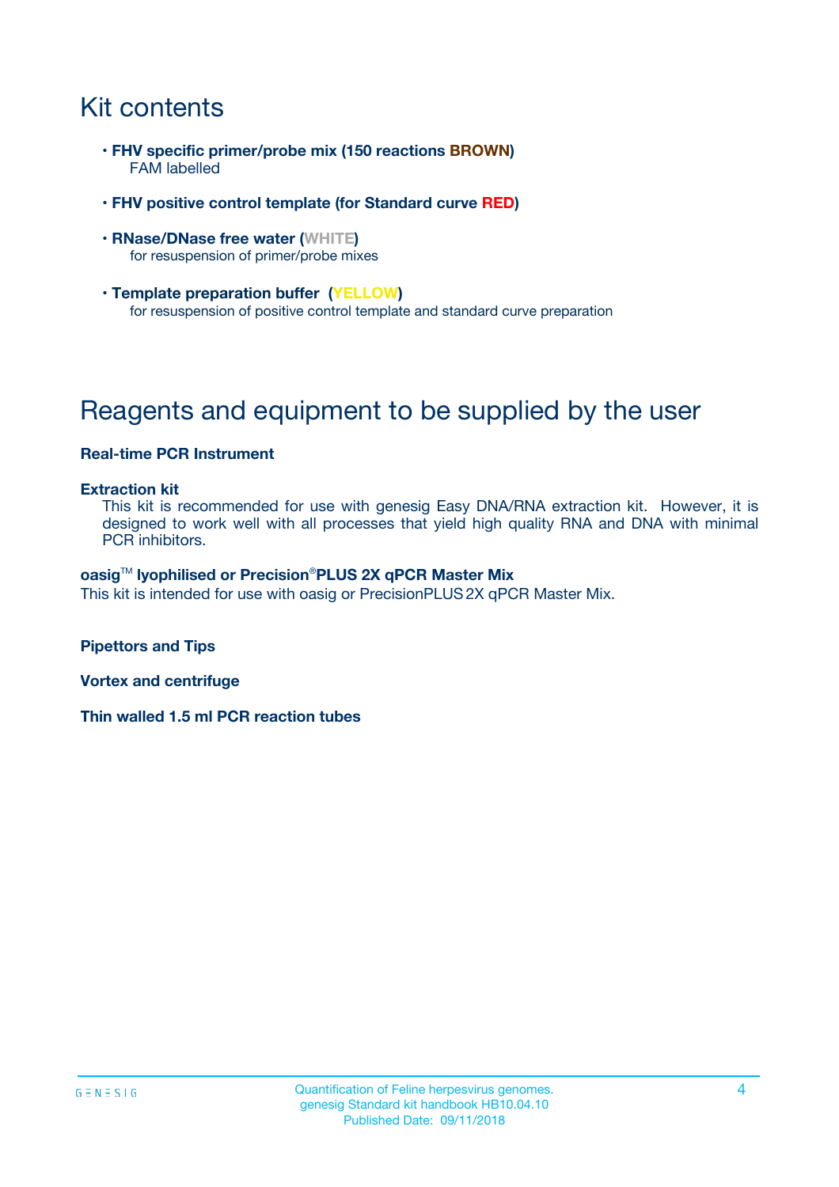# Kit contents

- **FHV specific primer/probe mix (150 reactions BROWN)**
  FAM labelled

- **FHV positive control template (for Standard curve RED)**

- **RNase/DNase free water (WHITE)**
  for resuspension of primer/probe mixes

- **Template preparation buffer (YELLOW)**
  for resuspension of positive control template and standard curve preparation

# Reagents and equipment to be supplied by the user

**Real-time PCR Instrument**

**Extraction kit**
This kit is recommended for use with genesig Easy DNA/RNA extraction kit. However, it is designed to work well with all processes that yield high quality RNA and DNA with minimal PCR inhibitors.

**oasig™ lyophilised or Precision®PLUS 2X qPCR Master Mix**
This kit is intended for use with oasig or PrecisionPLUS 2X qPCR Master Mix.

**Pipettors and Tips**

**Vortex and centrifuge**

**Thin walled 1.5 ml PCR reaction tubes**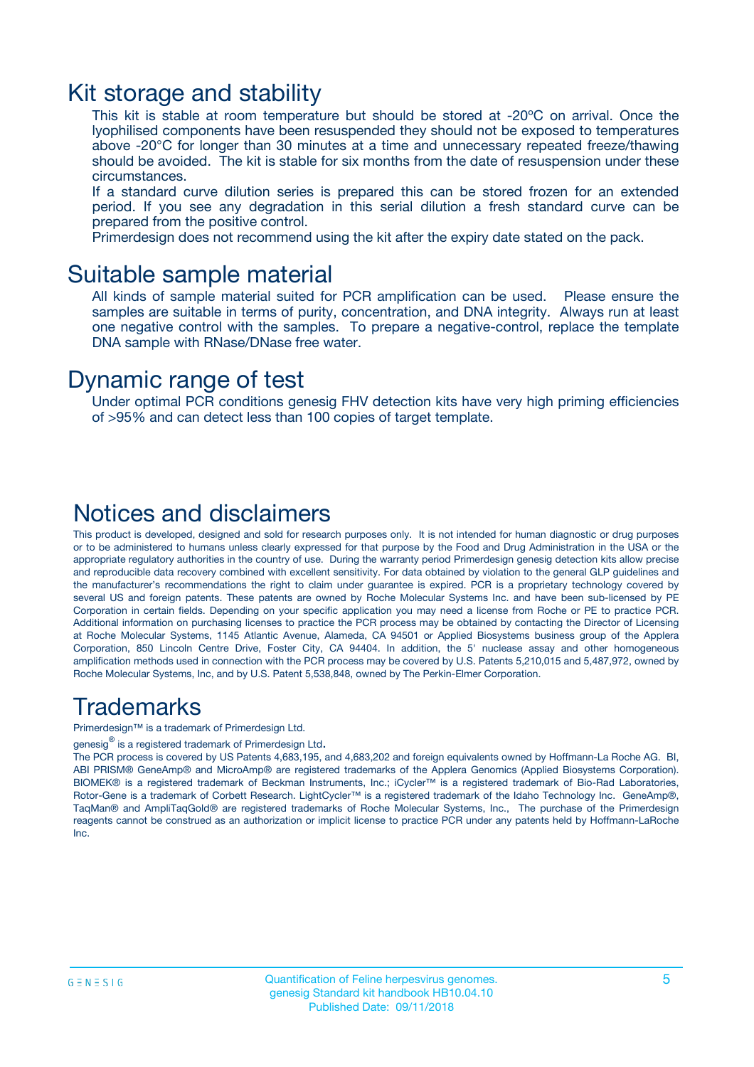# Kit storage and stability

This kit is stable at room temperature but should be stored at -20ºC on arrival. Once the lyophilised components have been resuspended they should not be exposed to temperatures above -20°C for longer than 30 minutes at a time and unnecessary repeated freeze/thawing should be avoided. The kit is stable for six months from the date of resuspension under these circumstances.

If a standard curve dilution series is prepared this can be stored frozen for an extended period. If you see any degradation in this serial dilution a fresh standard curve can be prepared from the positive control.

Primerdesign does not recommend using the kit after the expiry date stated on the pack.

# Suitable sample material

All kinds of sample material suited for PCR amplification can be used. Please ensure the samples are suitable in terms of purity, concentration, and DNA integrity. Always run at least one negative control with the samples. To prepare a negative-control, replace the template DNA sample with RNase/DNase free water.

# Dynamic range of test

Under optimal PCR conditions genesig FHV detection kits have very high priming efficiencies of >95% and can detect less than 100 copies of target template.

# Notices and disclaimers

This product is developed, designed and sold for research purposes only. It is not intended for human diagnostic or drug purposes or to be administered to humans unless clearly expressed for that purpose by the Food and Drug Administration in the USA or the appropriate regulatory authorities in the country of use. During the warranty period Primerdesign genesig detection kits allow precise and reproducible data recovery combined with excellent sensitivity. For data obtained by violation to the general GLP guidelines and the manufacturer's recommendations the right to claim under guarantee is expired. PCR is a proprietary technology covered by several US and foreign patents. These patents are owned by Roche Molecular Systems Inc. and have been sub-licensed by PE Corporation in certain fields. Depending on your specific application you may need a license from Roche or PE to practice PCR. Additional information on purchasing licenses to practice the PCR process may be obtained by contacting the Director of Licensing at Roche Molecular Systems, 1145 Atlantic Avenue, Alameda, CA 94501 or Applied Biosystems business group of the Applera Corporation, 850 Lincoln Centre Drive, Foster City, CA 94404. In addition, the 5' nuclease assay and other homogeneous amplification methods used in connection with the PCR process may be covered by U.S. Patents 5,210,015 and 5,487,972, owned by Roche Molecular Systems, Inc, and by U.S. Patent 5,538,848, owned by The Perkin-Elmer Corporation.

# Trademarks

Primerdesign™ is a trademark of Primerdesign Ltd.

genesig® is a registered trademark of Primerdesign Ltd.

The PCR process is covered by US Patents 4,683,195, and 4,683,202 and foreign equivalents owned by Hoffmann-La Roche AG. BI, ABI PRISM® GeneAmp® and MicroAmp® are registered trademarks of the Applera Genomics (Applied Biosystems Corporation). BIOMEK® is a registered trademark of Beckman Instruments, Inc.; iCycler™ is a registered trademark of Bio-Rad Laboratories, Rotor-Gene is a trademark of Corbett Research. LightCycler™ is a registered trademark of the Idaho Technology Inc. GeneAmp®, TaqMan® and AmpliTaqGold® are registered trademarks of Roche Molecular Systems, Inc., The purchase of the Primerdesign reagents cannot be construed as an authorization or implicit license to practice PCR under any patents held by Hoffmann-LaRoche Inc.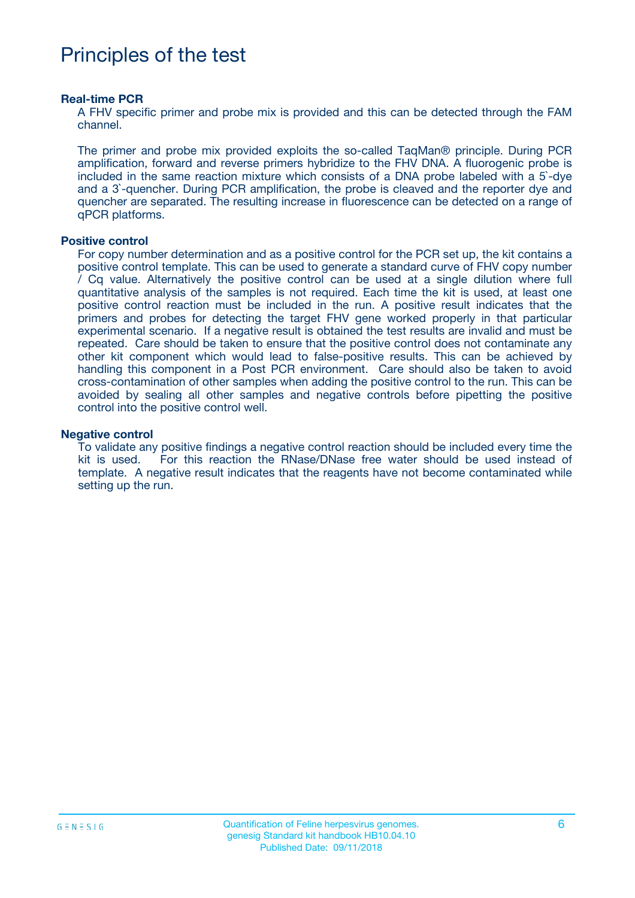# Principles of the test

**Real-time PCR**

A FHV specific primer and probe mix is provided and this can be detected through the FAM channel.

The primer and probe mix provided exploits the so-called TaqMan® principle. During PCR amplification, forward and reverse primers hybridize to the FHV DNA. A fluorogenic probe is included in the same reaction mixture which consists of a DNA probe labeled with a 5`-dye and a 3`-quencher. During PCR amplification, the probe is cleaved and the reporter dye and quencher are separated. The resulting increase in fluorescence can be detected on a range of qPCR platforms.

**Positive control**

For copy number determination and as a positive control for the PCR set up, the kit contains a positive control template. This can be used to generate a standard curve of FHV copy number / Cq value. Alternatively the positive control can be used at a single dilution where full quantitative analysis of the samples is not required. Each time the kit is used, at least one positive control reaction must be included in the run. A positive result indicates that the primers and probes for detecting the target FHV gene worked properly in that particular experimental scenario. If a negative result is obtained the test results are invalid and must be repeated. Care should be taken to ensure that the positive control does not contaminate any other kit component which would lead to false-positive results. This can be achieved by handling this component in a Post PCR environment. Care should also be taken to avoid cross-contamination of other samples when adding the positive control to the run. This can be avoided by sealing all other samples and negative controls before pipetting the positive control into the positive control well.

**Negative control**

To validate any positive findings a negative control reaction should be included every time the kit is used. For this reaction the RNase/DNase free water should be used instead of template. A negative result indicates that the reagents have not become contaminated while setting up the run.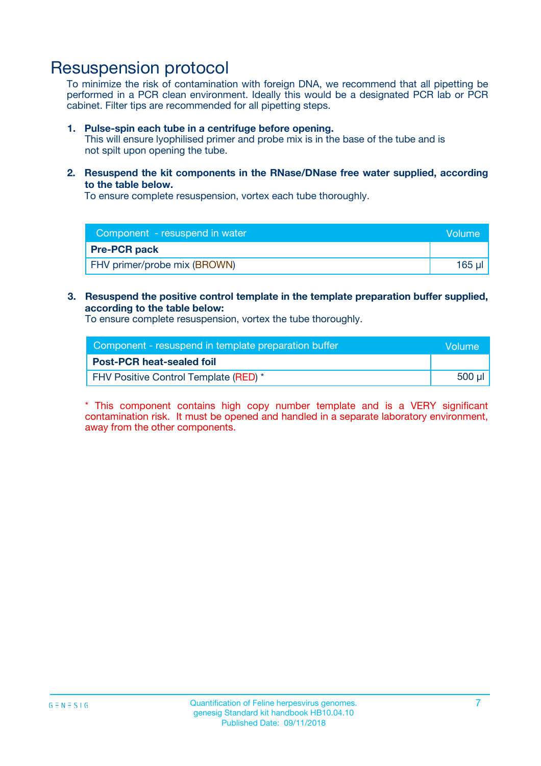# Resuspension protocol

To minimize the risk of contamination with foreign DNA, we recommend that all pipetting be performed in a PCR clean environment. Ideally this would be a designated PCR lab or PCR cabinet. Filter tips are recommended for all pipetting steps.

1. **Pulse-spin each tube in a centrifuge before opening.**
   This will ensure lyophilised primer and probe mix is in the base of the tube and is not spilt upon opening the tube.

2. **Resuspend the kit components in the RNase/DNase free water supplied, according to the table below.**
   To ensure complete resuspension, vortex each tube thoroughly.

| Component - resuspend in water | Volume |
|---|---|
| **Pre-PCR pack** | |
| FHV primer/probe mix (BROWN) | 165 µl |

3. **Resuspend the positive control template in the template preparation buffer supplied, according to the table below:**
   To ensure complete resuspension, vortex the tube thoroughly.

| Component - resuspend in template preparation buffer | Volume |
|---|---|
| **Post-PCR heat-sealed foil** | |
| FHV Positive Control Template (RED) * | 500 µl |

* This component contains high copy number template and is a VERY significant contamination risk. It must be opened and handled in a separate laboratory environment, away from the other components.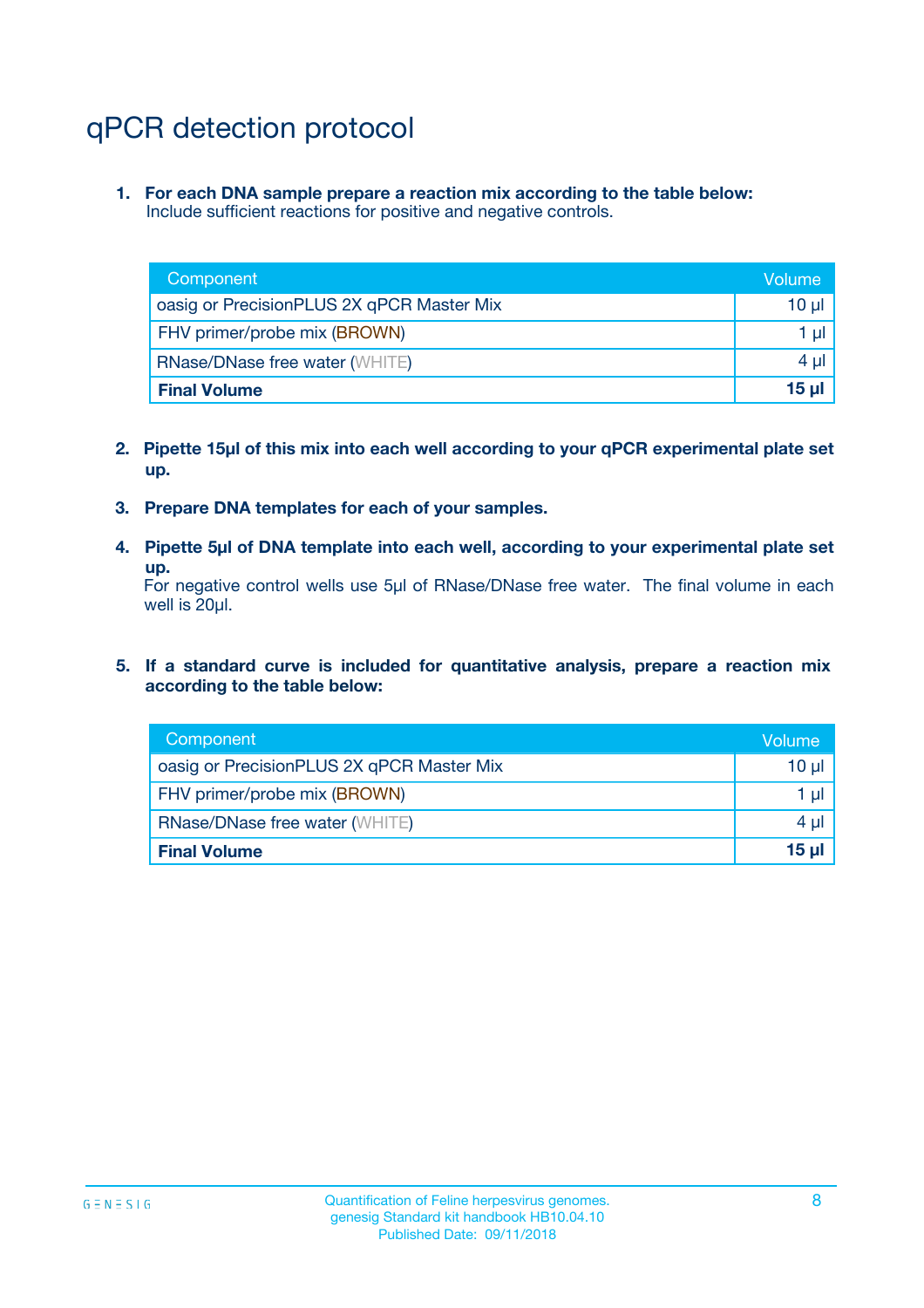# qPCR detection protocol

1. **For each DNA sample prepare a reaction mix according to the table below:**
   Include sufficient reactions for positive and negative controls.

| Component | Volume |
|---|---|
| oasig or PrecisionPLUS 2X qPCR Master Mix | 10 µl |
| FHV primer/probe mix (BROWN) | 1 µl |
| RNase/DNase free water (WHITE) | 4 µl |
| **Final Volume** | **15 µl** |

2. **Pipette 15µl of this mix into each well according to your qPCR experimental plate set up.**

3. **Prepare DNA templates for each of your samples.**

4. **Pipette 5µl of DNA template into each well, according to your experimental plate set up.**
   For negative control wells use 5µl of RNase/DNase free water. The final volume in each well is 20µl.

5. **If a standard curve is included for quantitative analysis, prepare a reaction mix according to the table below:**

| Component | Volume |
|---|---|
| oasig or PrecisionPLUS 2X qPCR Master Mix | 10 µl |
| FHV primer/probe mix (BROWN) | 1 µl |
| RNase/DNase free water (WHITE) | 4 µl |
| **Final Volume** | **15 µl** |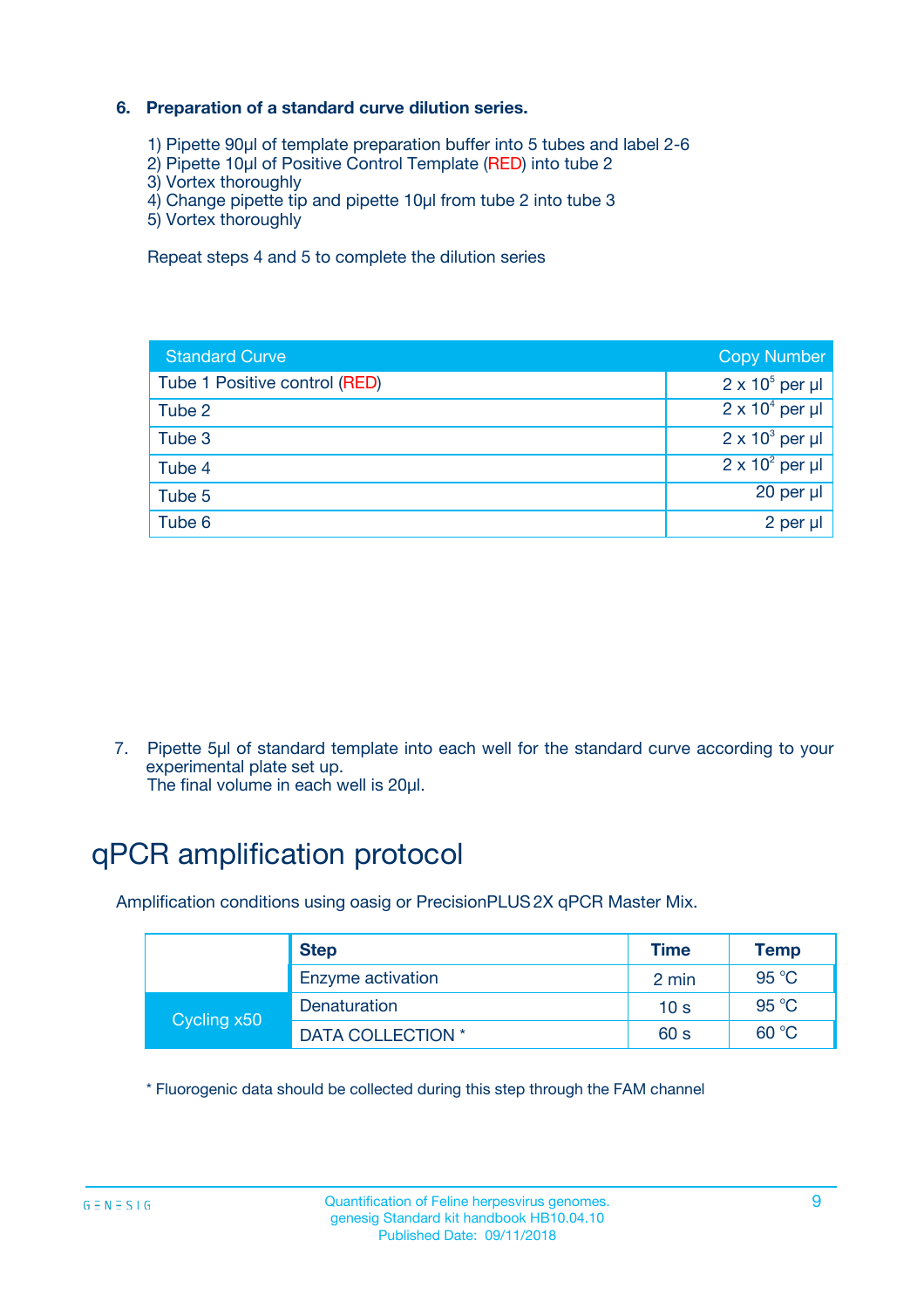**6. Preparation of a standard curve dilution series.**

1) Pipette 90µl of template preparation buffer into 5 tubes and label 2-6
2) Pipette 10µl of Positive Control Template (RED) into tube 2
3) Vortex thoroughly
4) Change pipette tip and pipette 10µl from tube 2 into tube 3
5) Vortex thoroughly

Repeat steps 4 and 5 to complete the dilution series

| Standard Curve | Copy Number |
|---|---|
| Tube 1 Positive control (RED) | $2 \times 10^5$ per µl |
| Tube 2 | $2 \times 10^4$ per µl |
| Tube 3 | $2 \times 10^3$ per µl |
| Tube 4 | $2 \times 10^2$ per µl |
| Tube 5 | 20 per µl |
| Tube 6 | 2 per µl |

7. Pipette 5µl of standard template into each well for the standard curve according to your experimental plate set up.
The final volume in each well is 20µl.

# qPCR amplification protocol

Amplification conditions using oasig or PrecisionPLUS 2X qPCR Master Mix.

| | Step | Time | Temp |
|---|---|---|---|
| | Enzyme activation | 2 min | 95 °C |
| Cycling x50 | Denaturation | 10 s | 95 °C |
| | DATA COLLECTION * | 60 s | 60 °C |

* Fluorogenic data should be collected during this step through the FAM channel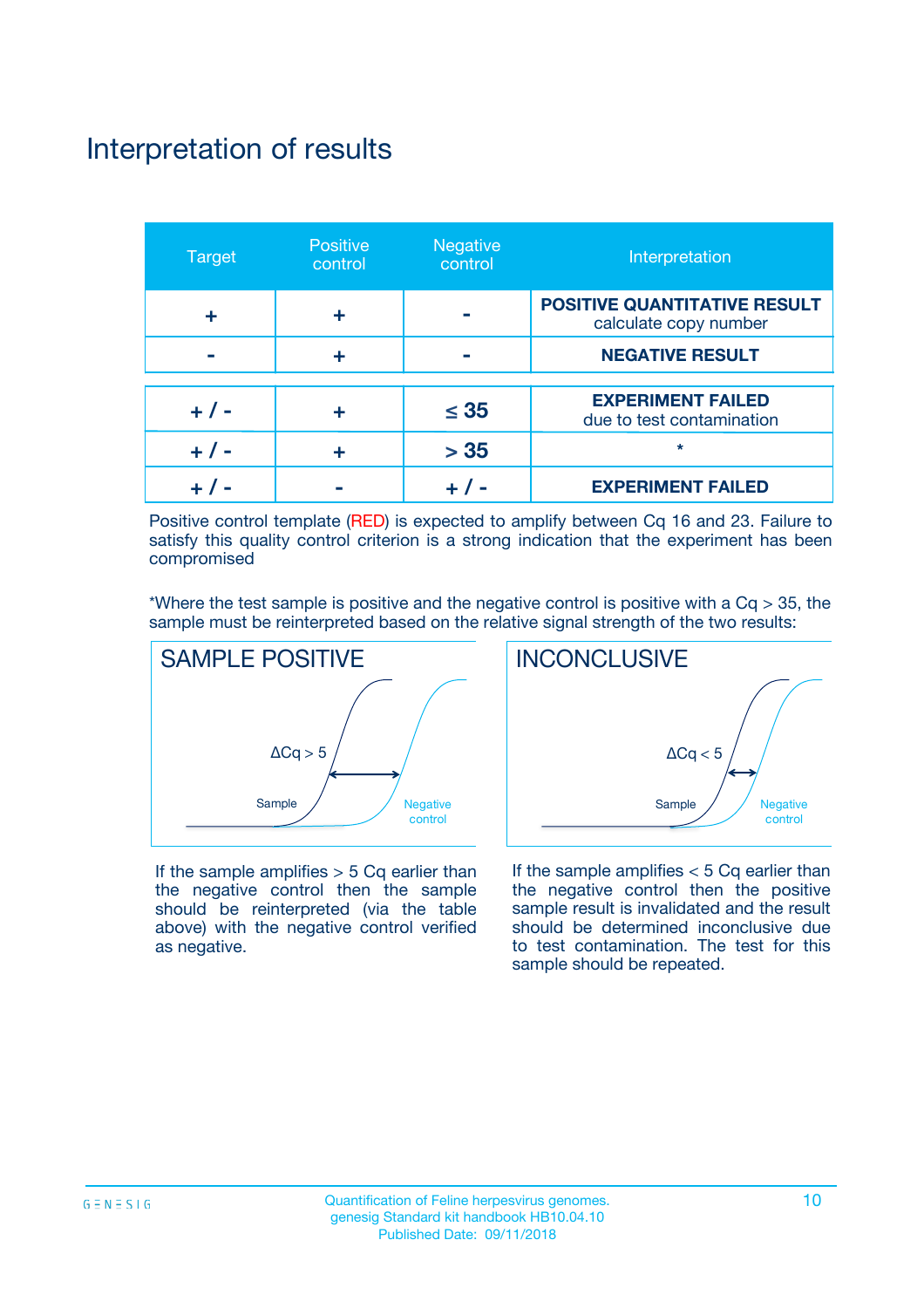# Interpretation of results

| Target | Positive control | Negative control | Interpretation |
|---|---|---|---|
| + | + | - | **POSITIVE QUANTITATIVE RESULT** calculate copy number |
| - | + | - | **NEGATIVE RESULT** |
| + / - | + | ≤ 35 | **EXPERIMENT FAILED** due to test contamination |
| + / - | + | > 35 | * |
| + / - | - | + / - | **EXPERIMENT FAILED** |

Positive control template (RED) is expected to amplify between Cq 16 and 23. Failure to satisfy this quality control criterion is a strong indication that the experiment has been compromised

*Where the test sample is positive and the negative control is positive with a Cq > 35, the sample must be reinterpreted based on the relative signal strength of the two results:

SAMPLE POSITIVE

ΔCq > 5

Sample

Negative control

If the sample amplifies > 5 Cq earlier than the negative control then the sample should be reinterpreted (via the table above) with the negative control verified as negative.

INCONCLUSIVE

ΔCq < 5

Sample

Negative control

If the sample amplifies < 5 Cq earlier than the negative control then the positive sample result is invalidated and the result should be determined inconclusive due to test contamination. The test for this sample should be repeated.